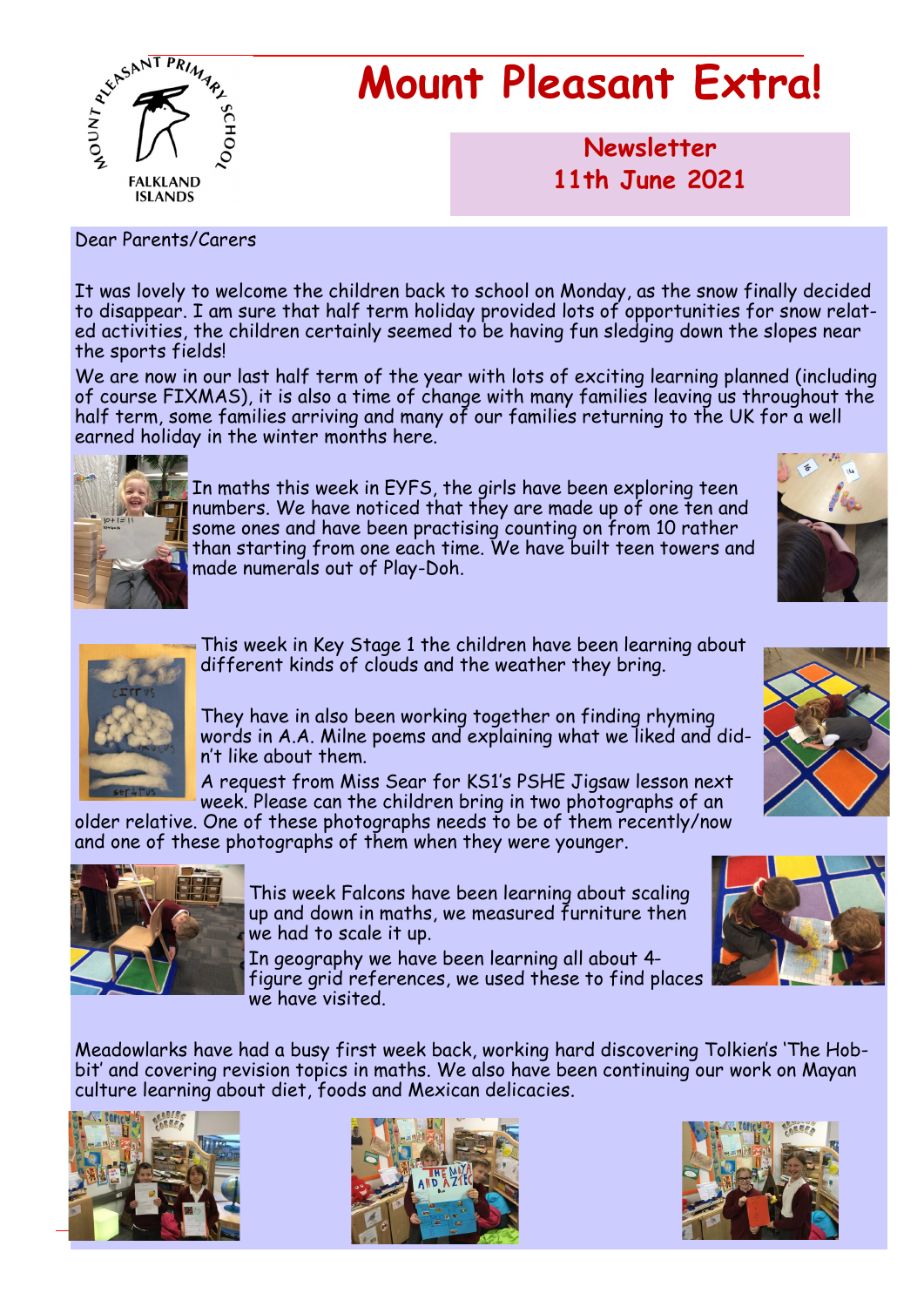# Mount Pleasant Extra!

**Newsletter**
**11th June 2021**

Dear Parents/Carers

It was lovely to welcome the children back to school on Monday, as the snow finally decided to disappear. I am sure that half term holiday provided lots of opportunities for snow related activities, the children certainly seemed to be having fun sledging down the slopes near the sports fields!

We are now in our last half term of the year with lots of exciting learning planned (including of course FIXMAS), it is also a time of change with many families leaving us throughout the half term, some families arriving and many of our families returning to the UK for a well earned holiday in the winter months here.

In maths this week in EYFS, the girls have been exploring teen numbers. We have noticed that they are made up of one ten and some ones and have been practising counting on from 10 rather than starting from one each time. We have built teen towers and made numerals out of Play-Doh.

This week in Key Stage 1 the children have been learning about different kinds of clouds and the weather they bring.

They have in also been working together on finding rhyming words in A.A. Milne poems and explaining what we liked and didn't like about them.

A request from Miss Sear for KS1's PSHE Jigsaw lesson next week. Please can the children bring in two photographs of an older relative. One of these photographs needs to be of them recently/now and one of these photographs of them when they were younger.

This week Falcons have been learning about scaling up and down in maths, we measured furniture then we had to scale it up.

In geography we have been learning all about 4-figure grid references, we used these to find places we have visited.

Meadowlarks have had a busy first week back, working hard discovering Tolkien's 'The Hobbit' and covering revision topics in maths. We also have been continuing our work on Mayan culture learning about diet, foods and Mexican delicacies.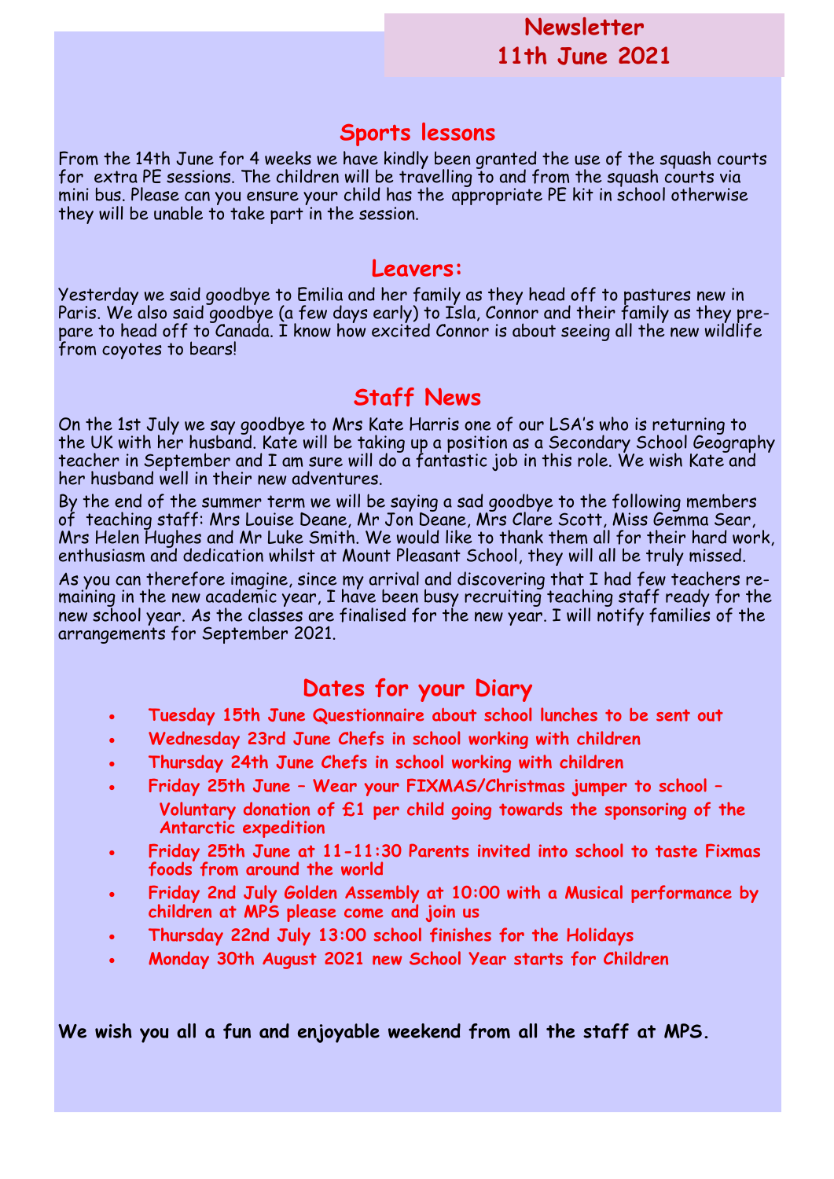# Newsletter
# 11th June 2021

## Sports lessons

From the 14th June for 4 weeks we have kindly been granted the use of the squash courts for extra PE sessions. The children will be travelling to and from the squash courts via mini bus. Please can you ensure your child has the appropriate PE kit in school otherwise they will be unable to take part in the session.

## Leavers:

Yesterday we said goodbye to Emilia and her family as they head off to pastures new in Paris. We also said goodbye (a few days early) to Isla, Connor and their family as they prepare to head off to Canada. I know how excited Connor is about seeing all the new wildlife from coyotes to bears!

## Staff News

On the 1st July we say goodbye to Mrs Kate Harris one of our LSA's who is returning to the UK with her husband. Kate will be taking up a position as a Secondary School Geography teacher in September and I am sure will do a fantastic job in this role. We wish Kate and her husband well in their new adventures.

By the end of the summer term we will be saying a sad goodbye to the following members of teaching staff: Mrs Louise Deane, Mr Jon Deane, Mrs Clare Scott, Miss Gemma Sear, Mrs Helen Hughes and Mr Luke Smith. We would like to thank them all for their hard work, enthusiasm and dedication whilst at Mount Pleasant School, they will all be truly missed.

As you can therefore imagine, since my arrival and discovering that I had few teachers remaining in the new academic year, I have been busy recruiting teaching staff ready for the new school year. As the classes are finalised for the new year. I will notify families of the arrangements for September 2021.

## Dates for your Diary

- **Tuesday 15th June Questionnaire about school lunches to be sent out**
- **Wednesday 23rd June Chefs in school working with children**
- **Thursday 24th June Chefs in school working with children**
- **Friday 25th June – Wear your FIXMAS/Christmas jumper to school – Voluntary donation of £1 per child going towards the sponsoring of the Antarctic expedition**
- **Friday 25th June at 11-11:30 Parents invited into school to taste Fixmas foods from around the world**
- **Friday 2nd July Golden Assembly at 10:00 with a Musical performance by children at MPS please come and join us**
- **Thursday 22nd July 13:00 school finishes for the Holidays**
- **Monday 30th August 2021 new School Year starts for Children**

**We wish you all a fun and enjoyable weekend from all the staff at MPS.**